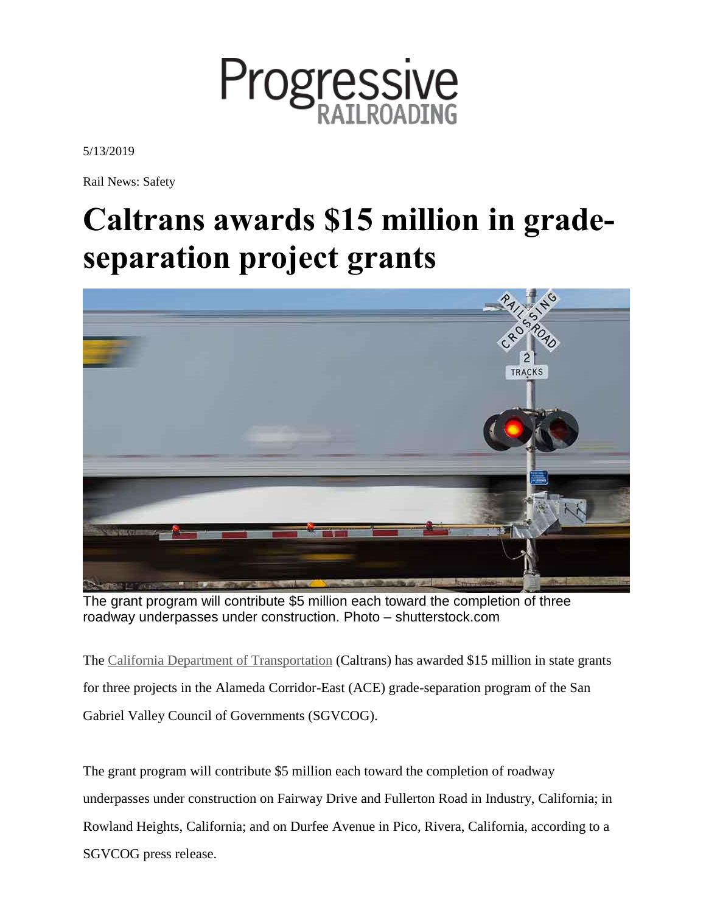Progressive RAILROADING

5/13/2019

Rail News: Safety

# Caltrans awards $15 million in grade-separation project grants

The grant program will contribute $5 million each toward the completion of three roadway underpasses under construction. Photo – shutterstock.com

The California Department of Transportation (Caltrans) has awarded $15 million in state grants for three projects in the Alameda Corridor-East (ACE) grade-separation program of the San Gabriel Valley Council of Governments (SGVCOG).

The grant program will contribute $5 million each toward the completion of roadway underpasses under construction on Fairway Drive and Fullerton Road in Industry, California; in Rowland Heights, California; and on Durfee Avenue in Pico, Rivera, California, according to a SGVCOG press release.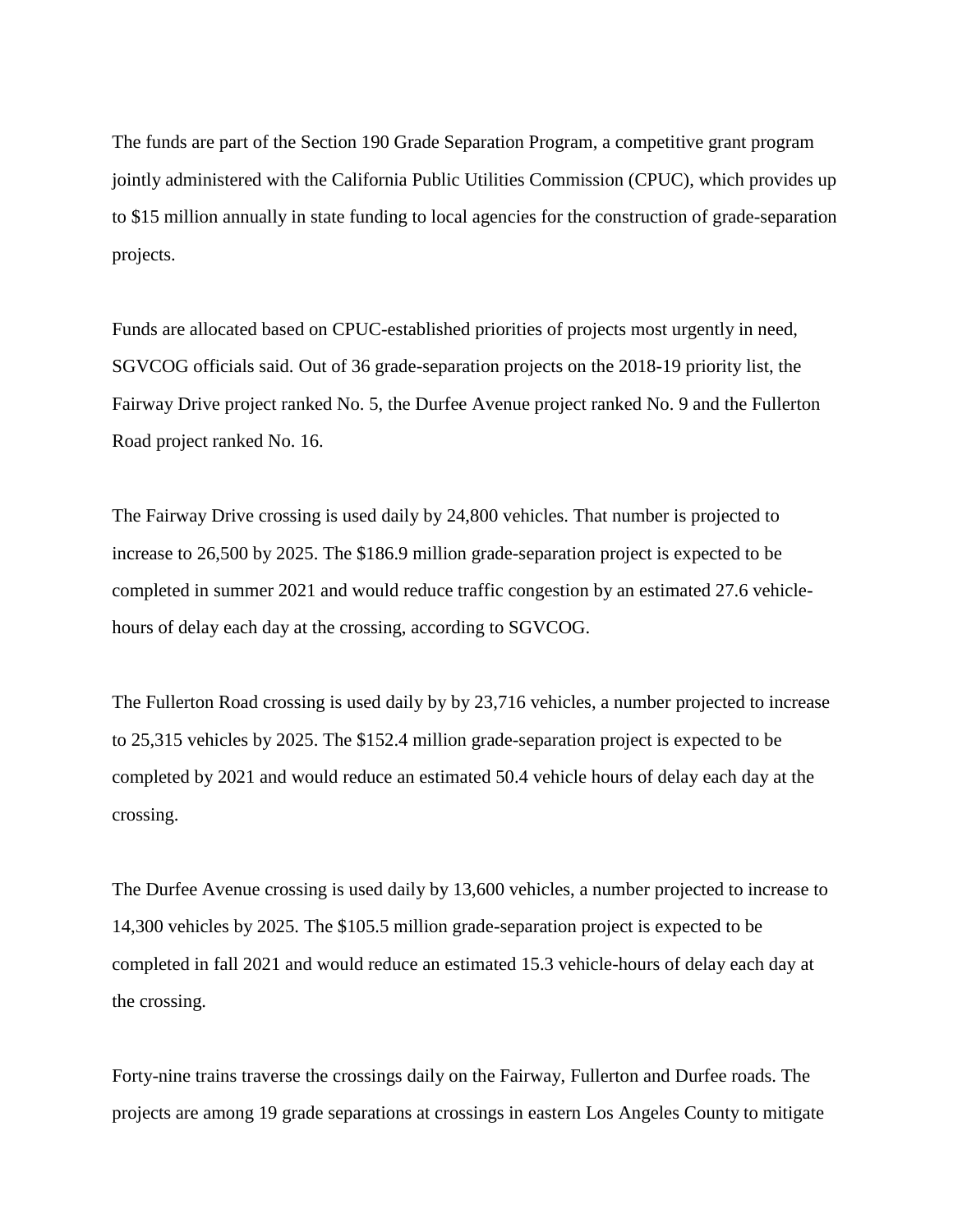The funds are part of the Section 190 Grade Separation Program, a competitive grant program jointly administered with the California Public Utilities Commission (CPUC), which provides up to $15 million annually in state funding to local agencies for the construction of grade-separation projects.

Funds are allocated based on CPUC-established priorities of projects most urgently in need, SGVCOG officials said. Out of 36 grade-separation projects on the 2018-19 priority list, the Fairway Drive project ranked No. 5, the Durfee Avenue project ranked No. 9 and the Fullerton Road project ranked No. 16.

The Fairway Drive crossing is used daily by 24,800 vehicles. That number is projected to increase to 26,500 by 2025. The $186.9 million grade-separation project is expected to be completed in summer 2021 and would reduce traffic congestion by an estimated 27.6 vehicle-hours of delay each day at the crossing, according to SGVCOG.

The Fullerton Road crossing is used daily by by 23,716 vehicles, a number projected to increase to 25,315 vehicles by 2025. The $152.4 million grade-separation project is expected to be completed by 2021 and would reduce an estimated 50.4 vehicle hours of delay each day at the crossing.

The Durfee Avenue crossing is used daily by 13,600 vehicles, a number projected to increase to 14,300 vehicles by 2025. The $105.5 million grade-separation project is expected to be completed in fall 2021 and would reduce an estimated 15.3 vehicle-hours of delay each day at the crossing.

Forty-nine trains traverse the crossings daily on the Fairway, Fullerton and Durfee roads. The projects are among 19 grade separations at crossings in eastern Los Angeles County to mitigate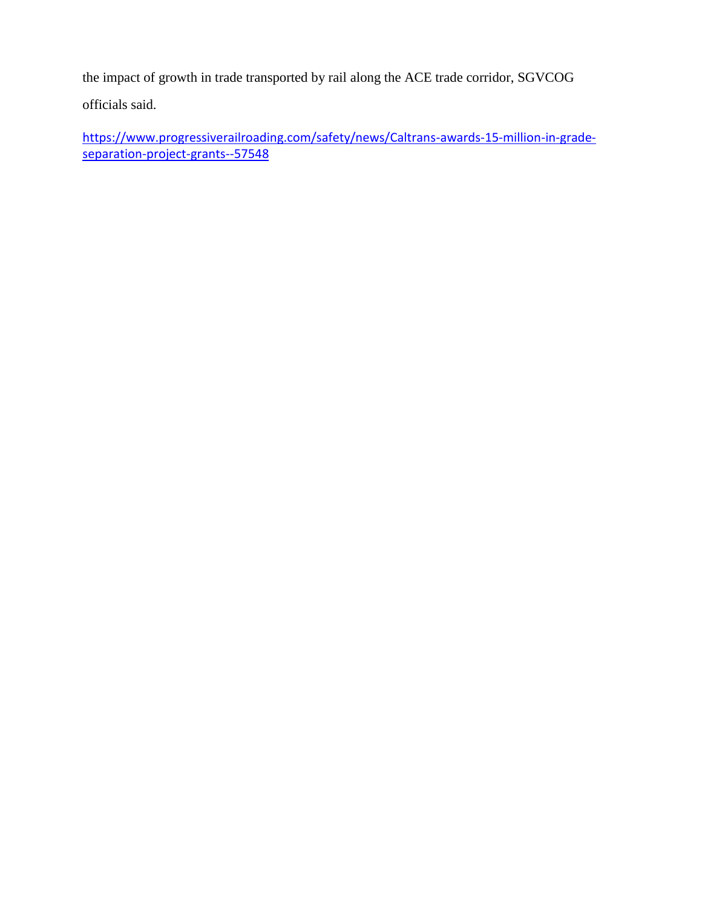the impact of growth in trade transported by rail along the ACE trade corridor, SGVCOG officials said.

https://www.progressiverailroading.com/safety/news/Caltrans-awards-15-million-in-grade-separation-project-grants--57548